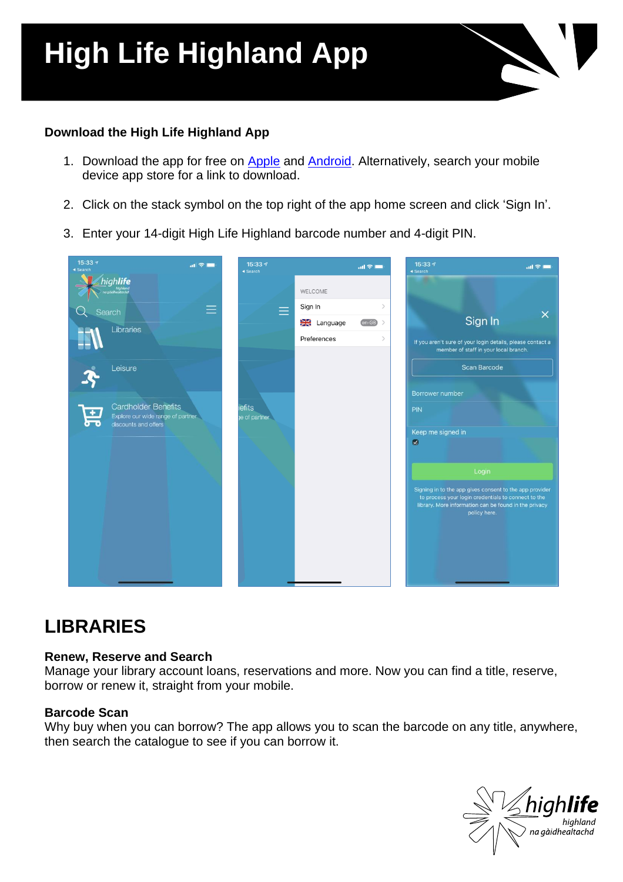# High Life Highland App

**Download the High Life Highland App**

1. Download the app for free on Apple and Android. Alternatively, search your mobile device app store for a link to download.

2. Click on the stack symbol on the top right of the app home screen and click 'Sign In'.

3. Enter your 14-digit High Life Highland barcode number and 4-digit PIN.

## LIBRARIES

**Renew, Reserve and Search**
Manage your library account loans, reservations and more. Now you can find a title, reserve, borrow or renew it, straight from your mobile.

**Barcode Scan**
Why buy when you can borrow? The app allows you to scan the barcode on any title, anywhere, then search the catalogue to see if you can borrow it.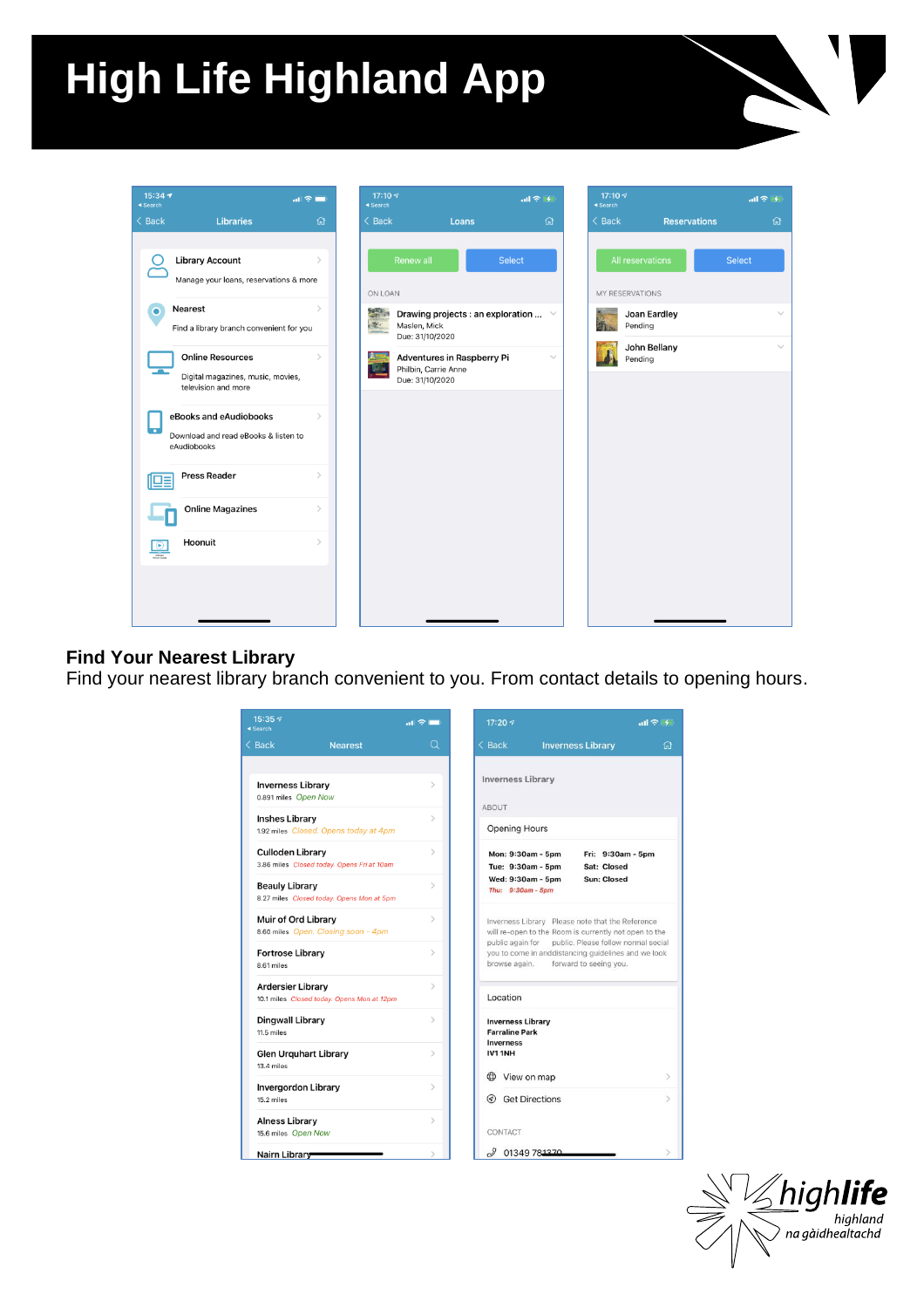# High Life Highland App

## Find Your Nearest Library

Find your nearest library branch convenient to you. From contact details to opening hours.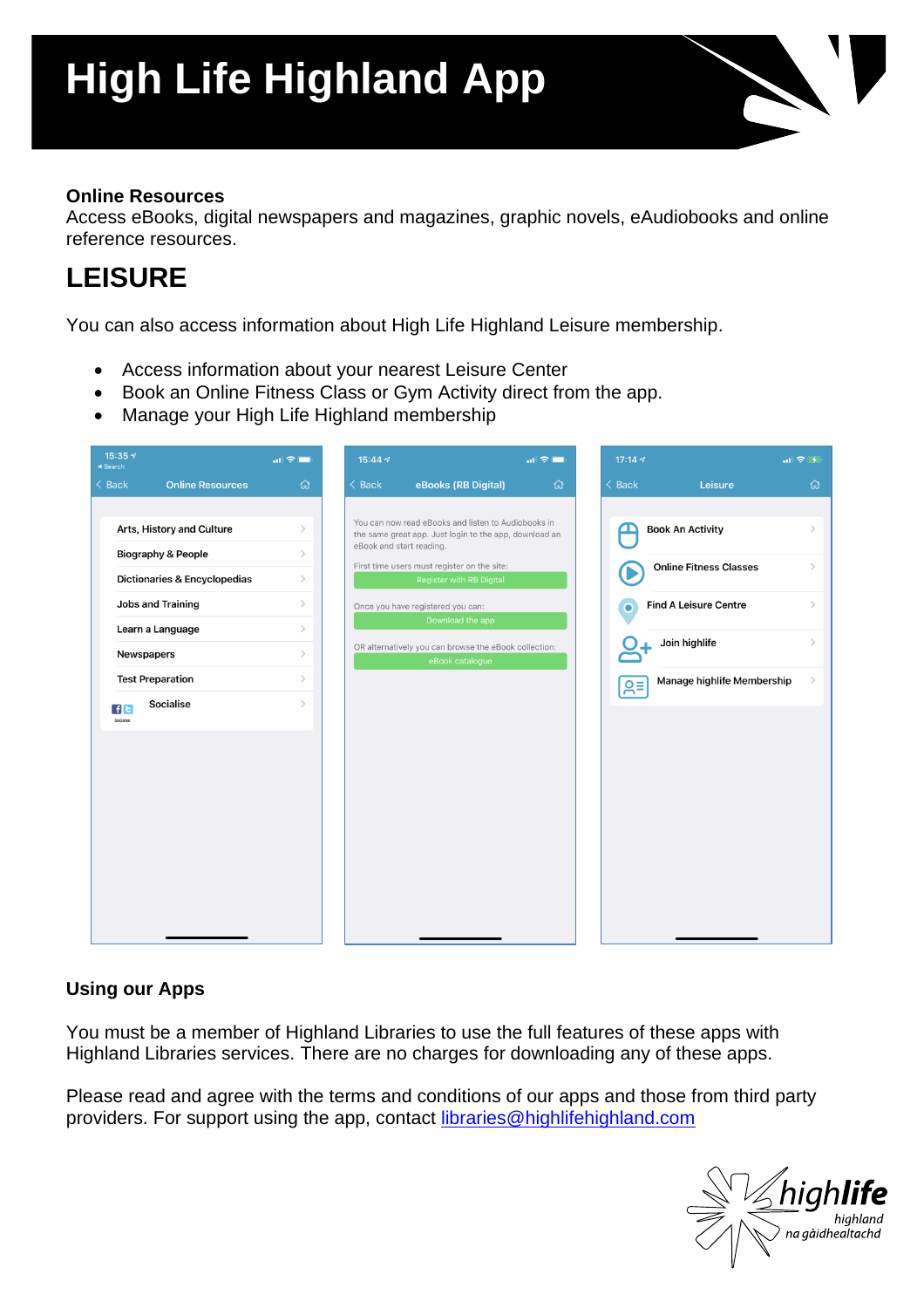# High Life Highland App

**Online Resources**
Access eBooks, digital newspapers and magazines, graphic novels, eAudiobooks and online reference resources.

## LEISURE

You can also access information about High Life Highland Leisure membership.

- Access information about your nearest Leisure Center
- Book an Online Fitness Class or Gym Activity direct from the app.
- Manage your High Life Highland membership

15:35
Search
Back Online Resources

Arts, History and Culture
Biography & People
Dictionaries & Encyclopedias
Jobs and Training
Learn a Language
Newspapers
Test Preparation
Socialise

15:44
Back eBooks (RB Digital)

You can now read eBooks and listen to Audiobooks in the same great app. Just login to the app, download an eBook and start reading.

First time users must register on the site:
Register with RB Digital

Once you have registered you can:
Download the app

OR alternatively you can browse the eBook collection:
eBook catalogue

17:14
Back Leisure

Book An Activity
Online Fitness Classes
Find A Leisure Centre
Join highlife
Manage highlife Membership

**Using our Apps**

You must be a member of Highland Libraries to use the full features of these apps with Highland Libraries services. There are no charges for downloading any of these apps.

Please read and agree with the terms and conditions of our apps and those from third party providers. For support using the app, contact libraries@highlifehighland.com

highlife highland na gàidhealtachd